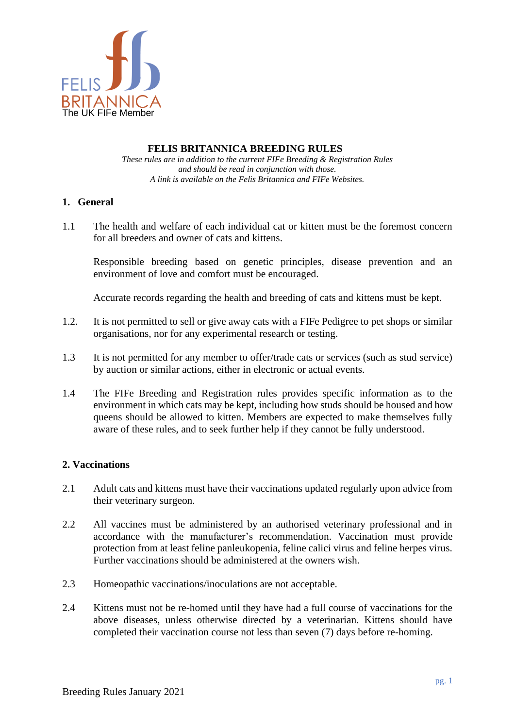FELIS BRITANNICA
The UK FIFe Member

# FELIS BRITANNICA BREEDING RULES

*These rules are in addition to the current FIFe Breeding & Registration Rules and should be read in conjunction with those. A link is available on the Felis Britannica and FIFe Websites.*

## 1. General

1.1 The health and welfare of each individual cat or kitten must be the foremost concern for all breeders and owner of cats and kittens.

Responsible breeding based on genetic principles, disease prevention and an environment of love and comfort must be encouraged.

Accurate records regarding the health and breeding of cats and kittens must be kept.

1.2. It is not permitted to sell or give away cats with a FIFe Pedigree to pet shops or similar organisations, nor for any experimental research or testing.

1.3 It is not permitted for any member to offer/trade cats or services (such as stud service) by auction or similar actions, either in electronic or actual events.

1.4 The FIFe Breeding and Registration rules provides specific information as to the environment in which cats may be kept, including how studs should be housed and how queens should be allowed to kitten. Members are expected to make themselves fully aware of these rules, and to seek further help if they cannot be fully understood.

## 2. Vaccinations

2.1 Adult cats and kittens must have their vaccinations updated regularly upon advice from their veterinary surgeon.

2.2 All vaccines must be administered by an authorised veterinary professional and in accordance with the manufacturer's recommendation. Vaccination must provide protection from at least feline panleukopenia, feline calici virus and feline herpes virus. Further vaccinations should be administered at the owners wish.

2.3 Homeopathic vaccinations/inoculations are not acceptable.

2.4 Kittens must not be re-homed until they have had a full course of vaccinations for the above diseases, unless otherwise directed by a veterinarian. Kittens should have completed their vaccination course not less than seven (7) days before re-homing.

Breeding Rules January 2021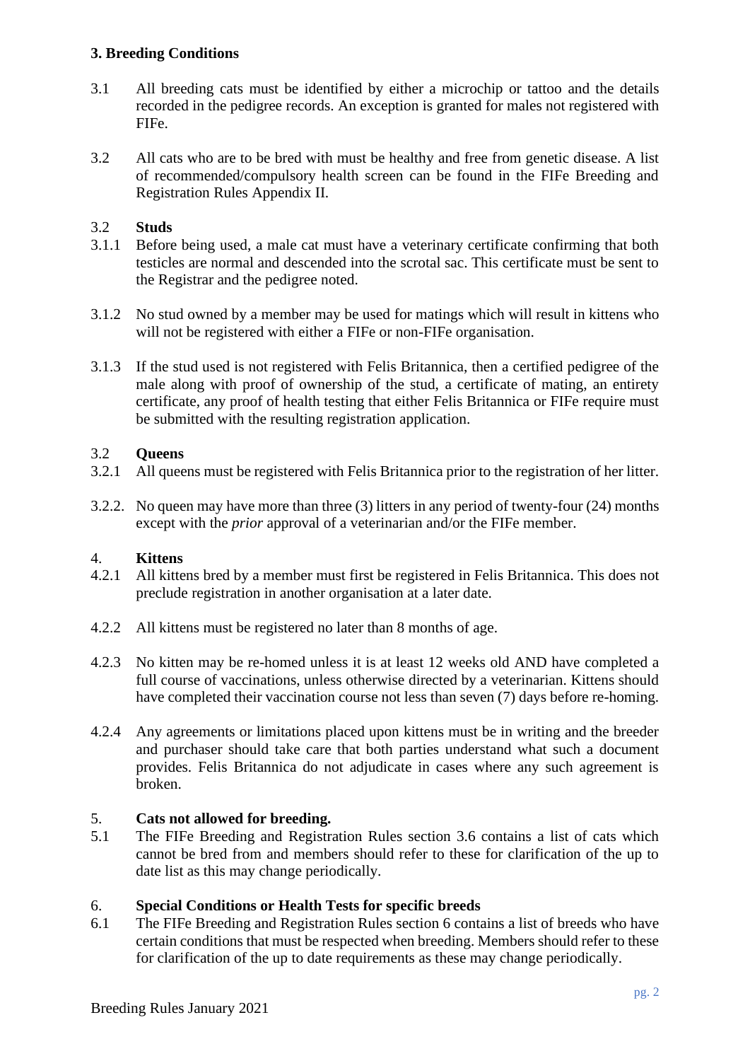## 3. Breeding Conditions

3.1 All breeding cats must be identified by either a microchip or tattoo and the details recorded in the pedigree records. An exception is granted for males not registered with FIFe.

3.2 All cats who are to be bred with must be healthy and free from genetic disease. A list of recommended/compulsory health screen can be found in the FIFe Breeding and Registration Rules Appendix II.

### 3.2 Studs

3.1.1 Before being used, a male cat must have a veterinary certificate confirming that both testicles are normal and descended into the scrotal sac. This certificate must be sent to the Registrar and the pedigree noted.

3.1.2 No stud owned by a member may be used for matings which will result in kittens who will not be registered with either a FIFe or non-FIFe organisation.

3.1.3 If the stud used is not registered with Felis Britannica, then a certified pedigree of the male along with proof of ownership of the stud, a certificate of mating, an entirety certificate, any proof of health testing that either Felis Britannica or FIFe require must be submitted with the resulting registration application.

### 3.2 Queens

3.2.1 All queens must be registered with Felis Britannica prior to the registration of her litter.

3.2.2. No queen may have more than three (3) litters in any period of twenty-four (24) months except with the *prior* approval of a veterinarian and/or the FIFe member.

## 4. Kittens

4.2.1 All kittens bred by a member must first be registered in Felis Britannica. This does not preclude registration in another organisation at a later date.

4.2.2 All kittens must be registered no later than 8 months of age.

4.2.3 No kitten may be re-homed unless it is at least 12 weeks old AND have completed a full course of vaccinations, unless otherwise directed by a veterinarian. Kittens should have completed their vaccination course not less than seven (7) days before re-homing.

4.2.4 Any agreements or limitations placed upon kittens must be in writing and the breeder and purchaser should take care that both parties understand what such a document provides. Felis Britannica do not adjudicate in cases where any such agreement is broken.

## 5. Cats not allowed for breeding.

5.1 The FIFe Breeding and Registration Rules section 3.6 contains a list of cats which cannot be bred from and members should refer to these for clarification of the up to date list as this may change periodically.

## 6. Special Conditions or Health Tests for specific breeds

6.1 The FIFe Breeding and Registration Rules section 6 contains a list of breeds who have certain conditions that must be respected when breeding. Members should refer to these for clarification of the up to date requirements as these may change periodically.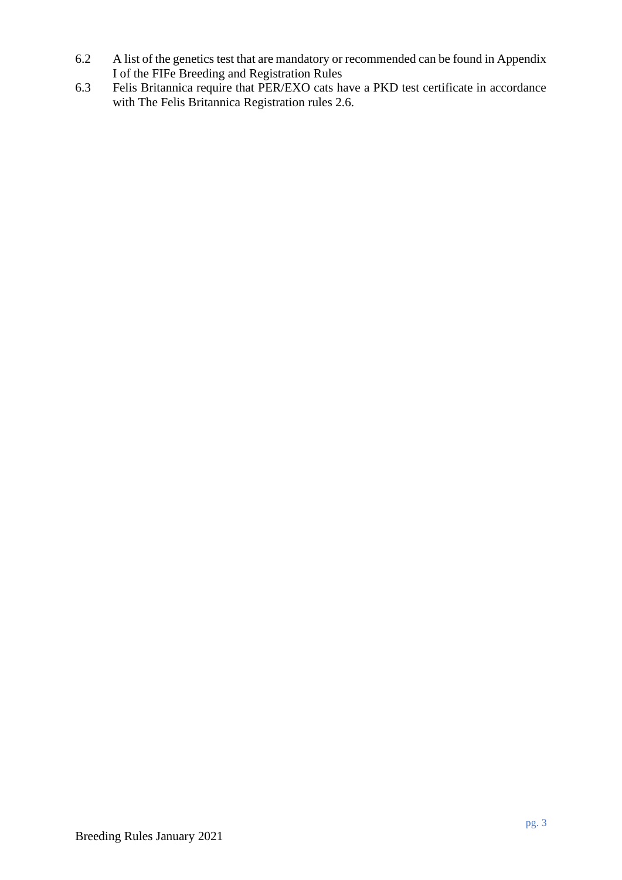6.2 A list of the genetics test that are mandatory or recommended can be found in Appendix I of the FIFe Breeding and Registration Rules

6.3 Felis Britannica require that PER/EXO cats have a PKD test certificate in accordance with The Felis Britannica Registration rules 2.6.